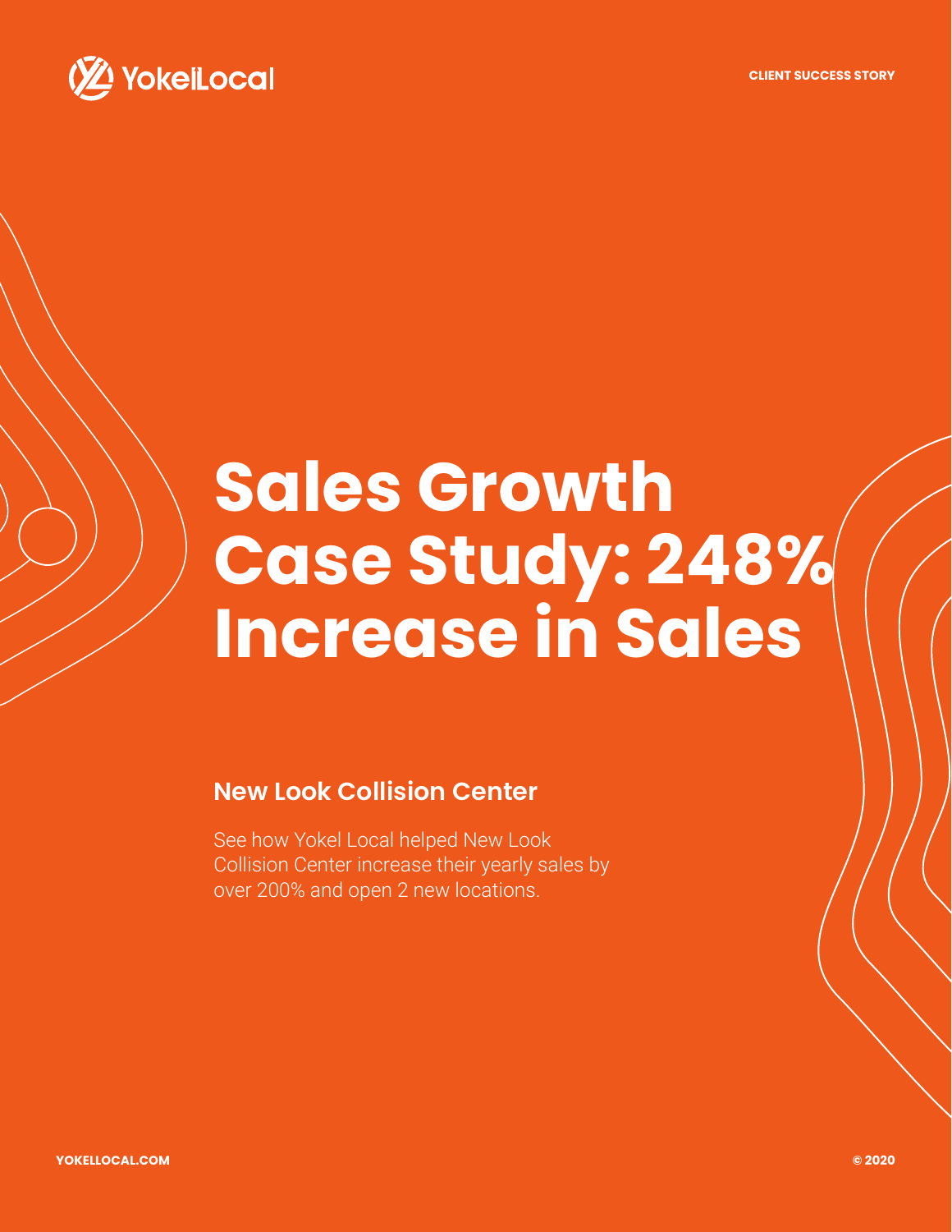CLIENT SUCCESS STORY

# Sales Growth Case Study: 248% Increase in Sales

## New Look Collision Center

See how Yokel Local helped New Look Collision Center increase their yearly sales by over 200% and open 2 new locations.

YOKELLOCAL.COM

© 2020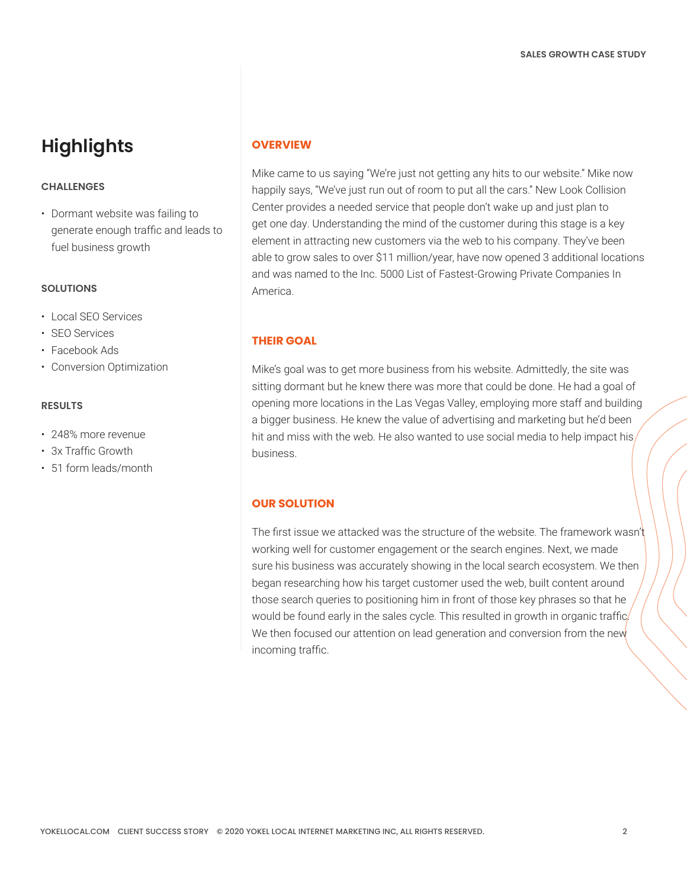## Highlights

### CHALLENGES

- Dormant website was failing to generate enough traffic and leads to fuel business growth

### SOLUTIONS

- Local SEO Services
- SEO Services
- Facebook Ads
- Conversion Optimization

### RESULTS

- 248% more revenue
- 3x Traffic Growth
- 51 form leads/month

## OVERVIEW

Mike came to us saying "We're just not getting any hits to our website." Mike now happily says, "We've just run out of room to put all the cars." New Look Collision Center provides a needed service that people don't wake up and just plan to get one day. Understanding the mind of the customer during this stage is a key element in attracting new customers via the web to his company. They've been able to grow sales to over $11 million/year, have now opened 3 additional locations and was named to the Inc. 5000 List of Fastest-Growing Private Companies In America.

## THEIR GOAL

Mike's goal was to get more business from his website. Admittedly, the site was sitting dormant but he knew there was more that could be done. He had a goal of opening more locations in the Las Vegas Valley, employing more staff and building a bigger business. He knew the value of advertising and marketing but he'd been hit and miss with the web. He also wanted to use social media to help impact his business.

## OUR SOLUTION

The first issue we attacked was the structure of the website. The framework wasn't working well for customer engagement or the search engines. Next, we made sure his business was accurately showing in the local search ecosystem. We then began researching how his target customer used the web, built content around those search queries to positioning him in front of those key phrases so that he would be found early in the sales cycle. This resulted in growth in organic traffic. We then focused our attention on lead generation and conversion from the new incoming traffic.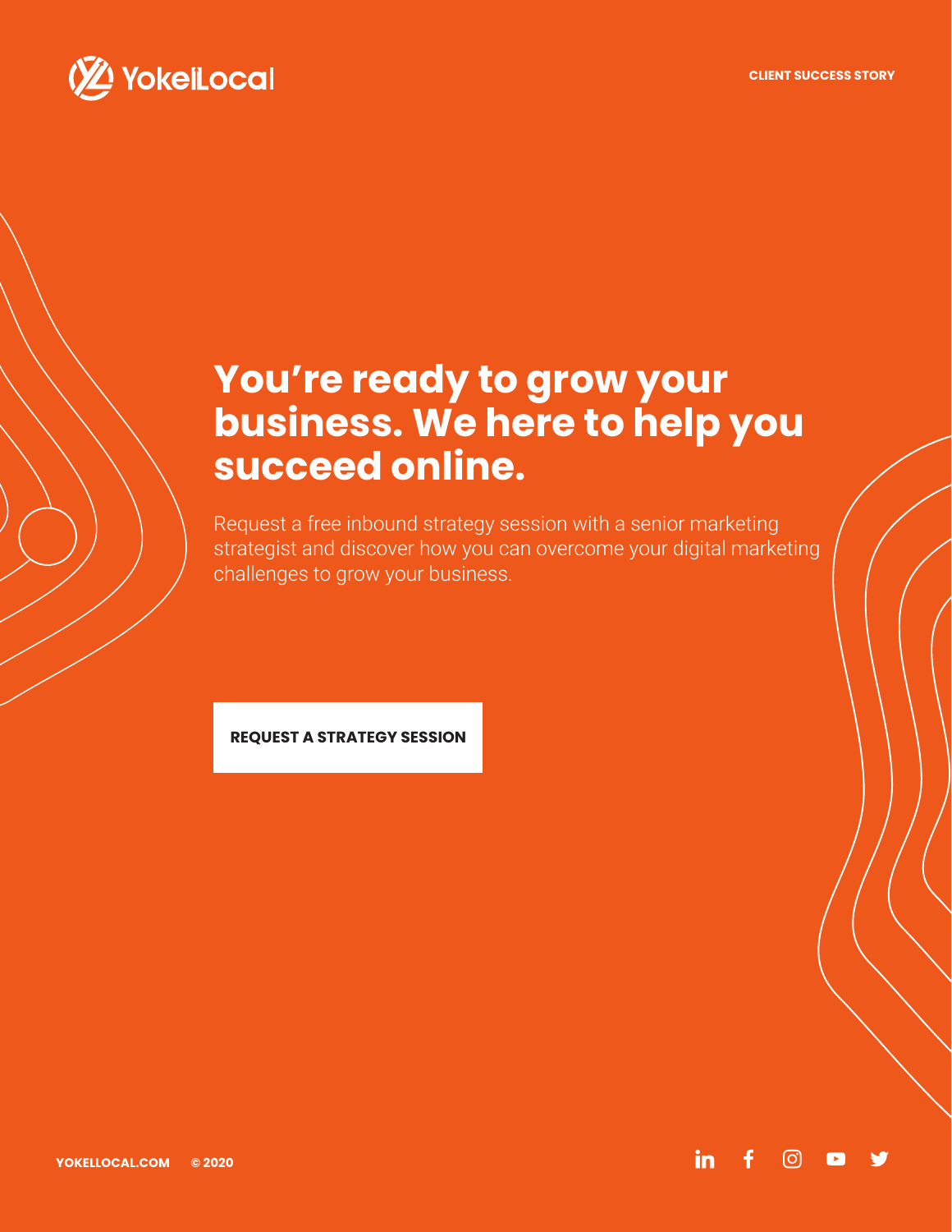# You're ready to grow your business. We here to help you succeed online.

Request a free inbound strategy session with a senior marketing strategist and discover how you can overcome your digital marketing challenges to grow your business.

**REQUEST A STRATEGY SESSION**